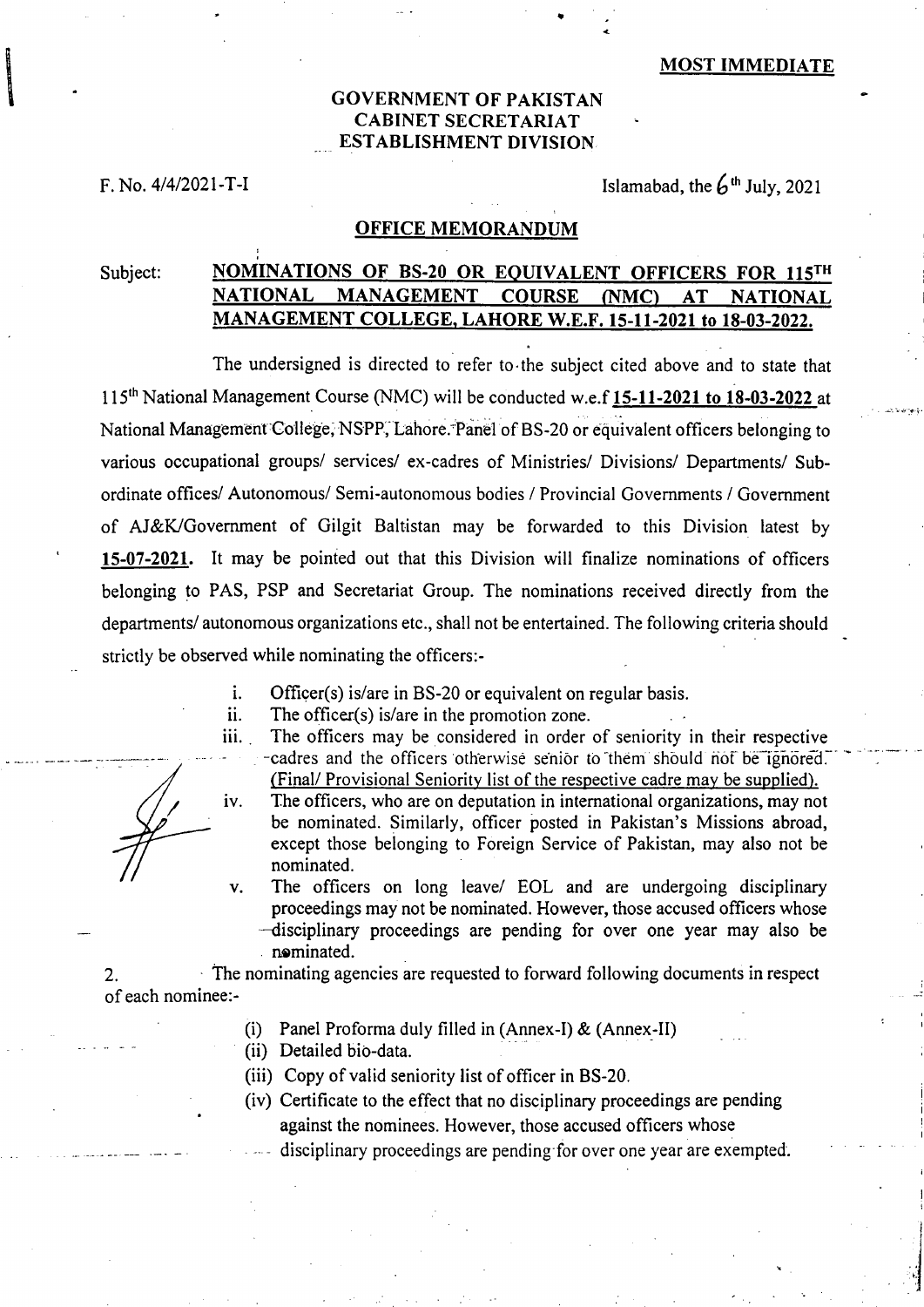**MOST IMMEDIATE**

**GOVERNMENT OF PAKISTAN**
**CABINET SECRETARIAT**
**ESTABLISHMENT DIVISION**

F. No. 4/4/2021-T-I

Islamabad, the 6th July, 2021

## OFFICE MEMORANDUM

Subject: **NOMINATIONS OF BS-20 OR EQUIVALENT OFFICERS FOR 115TH NATIONAL MANAGEMENT COURSE (NMC) AT NATIONAL MANAGEMENT COLLEGE, LAHORE W.E.F. 15-11-2021 to 18-03-2022.**

The undersigned is directed to refer to the subject cited above and to state that 115th National Management Course (NMC) will be conducted w.e.f **15-11-2021 to 18-03-2022** at National Management College, NSPP, Lahore. Panel of BS-20 or equivalent officers belonging to various occupational groups/ services/ ex-cadres of Ministries/ Divisions/ Departments/ Sub-ordinate offices/ Autonomous/ Semi-autonomous bodies / Provincial Governments / Government of AJ&K/Government of Gilgit Baltistan may be forwarded to this Division latest by **15-07-2021.** It may be pointed out that this Division will finalize nominations of officers belonging to PAS, PSP and Secretariat Group. The nominations received directly from the departments/ autonomous organizations etc., shall not be entertained. The following criteria should strictly be observed while nominating the officers:-

i. Officer(s) is/are in BS-20 or equivalent on regular basis.

ii. The officer(s) is/are in the promotion zone.

iii. The officers may be considered in order of seniority in their respective cadres and the officers otherwise senior to them should not be ignored. (Final/ Provisional Seniority list of the respective cadre may be supplied).

iv. The officers, who are on deputation in international organizations, may not be nominated. Similarly, officer posted in Pakistan's Missions abroad, except those belonging to Foreign Service of Pakistan, may also not be nominated.

v. The officers on long leave/ EOL and are undergoing disciplinary proceedings may not be nominated. However, those accused officers whose disciplinary proceedings are pending for over one year may also be nominated.

2. The nominating agencies are requested to forward following documents in respect of each nominee:-

(i) Panel Proforma duly filled in (Annex-I) & (Annex-II)

(ii) Detailed bio-data.

(iii) Copy of valid seniority list of officer in BS-20.

(iv) Certificate to the effect that no disciplinary proceedings are pending against the nominees. However, those accused officers whose disciplinary proceedings are pending for over one year are exempted.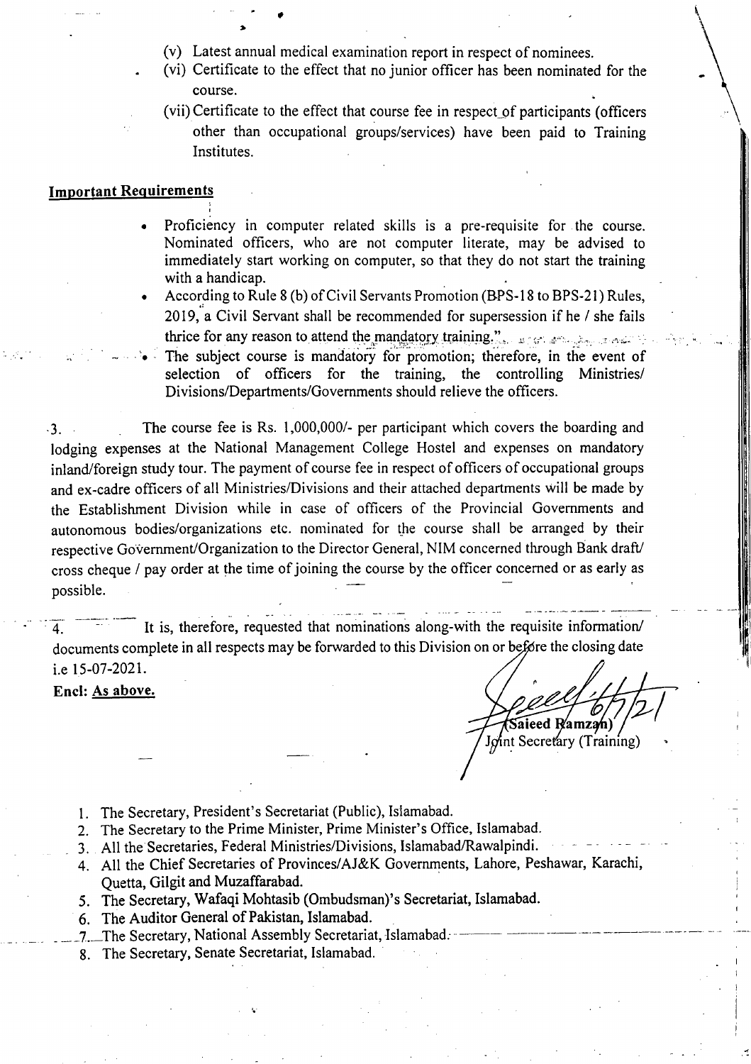(v) Latest annual medical examination report in respect of nominees.

(vi) Certificate to the effect that no junior officer has been nominated for the course.

(vii) Certificate to the effect that course fee in respect of participants (officers other than occupational groups/services) have been paid to Training Institutes.

**Important Requirements**

- Proficiency in computer related skills is a pre-requisite for the course. Nominated officers, who are not computer literate, may be advised to immediately start working on computer, so that they do not start the training with a handicap.
- According to Rule 8 (b) of Civil Servants Promotion (BPS-18 to BPS-21) Rules, 2019, a Civil Servant shall be recommended for supersession if he / she fails thrice for any reason to attend the mandatory training."
- The subject course is mandatory for promotion; therefore, in the event of selection of officers for the training, the controlling Ministries/ Divisions/Departments/Governments should relieve the officers.

3. The course fee is Rs. 1,000,000/- per participant which covers the boarding and lodging expenses at the National Management College Hostel and expenses on mandatory inland/foreign study tour. The payment of course fee in respect of officers of occupational groups and ex-cadre officers of all Ministries/Divisions and their attached departments will be made by the Establishment Division while in case of officers of the Provincial Governments and autonomous bodies/organizations etc. nominated for the course shall be arranged by their respective Government/Organization to the Director General, NIM concerned through Bank draft/ cross cheque / pay order at the time of joining the course by the officer concerned or as early as possible.

4. It is, therefore, requested that nominations along-with the requisite information/ documents complete in all respects may be forwarded to this Division on or before the closing date i.e 15-07-2021.

**Encl: As above.**

6/7/21

(Saieed Ramzan)
Joint Secretary (Training)

1. The Secretary, President's Secretariat (Public), Islamabad.
2. The Secretary to the Prime Minister, Prime Minister's Office, Islamabad.
3. All the Secretaries, Federal Ministries/Divisions, Islamabad/Rawalpindi.
4. All the Chief Secretaries of Provinces/AJ&K Governments, Lahore, Peshawar, Karachi, Quetta, Gilgit and Muzaffarabad.
5. The Secretary, Wafaqi Mohtasib (Ombudsman)'s Secretariat, Islamabad.
6. The Auditor General of Pakistan, Islamabad.
7. The Secretary, National Assembly Secretariat, Islamabad.
8. The Secretary, Senate Secretariat, Islamabad.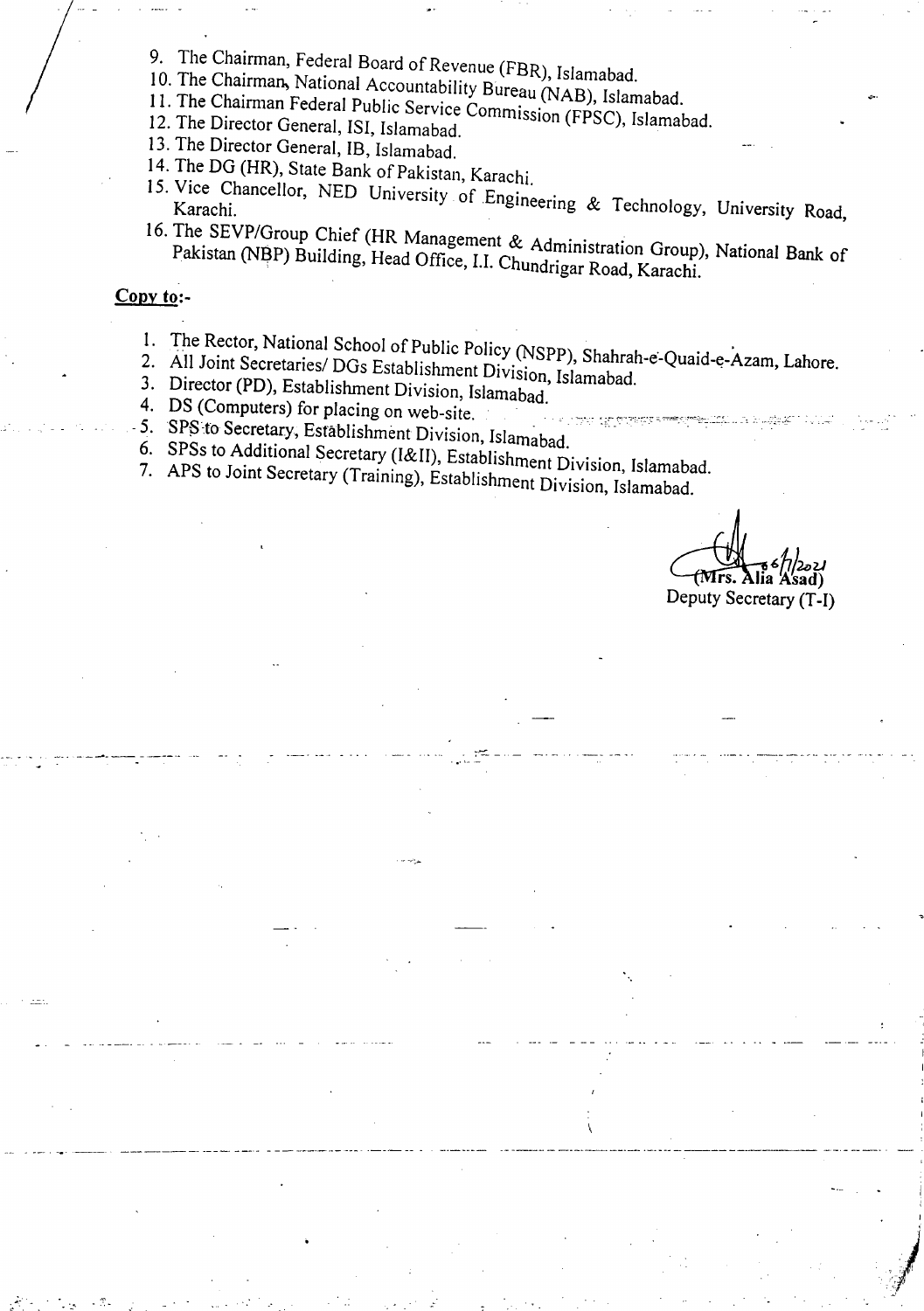9. The Chairman, Federal Board of Revenue (FBR), Islamabad.
10. The Chairman, National Accountability Bureau (NAB), Islamabad.
11. The Chairman Federal Public Service Commission (FPSC), Islamabad.
12. The Director General, ISI, Islamabad.
13. The Director General, IB, Islamabad.
14. The DG (HR), State Bank of Pakistan, Karachi.
15. Vice Chancellor, NED University of Engineering & Technology, University Road, Karachi.
16. The SEVP/Group Chief (HR Management & Administration Group), National Bank of Pakistan (NBP) Building, Head Office, I.I. Chundrigar Road, Karachi.

**Copy to:-**

1. The Rector, National School of Public Policy (NSPP), Shahrah-e-Quaid-e-Azam, Lahore.
2. All Joint Secretaries/ DGs Establishment Division, Islamabad.
3. Director (PD), Establishment Division, Islamabad.
4. DS (Computers) for placing on web-site.
5. SPS to Secretary, Establishment Division, Islamabad.
6. SPSs to Additional Secretary (I&II), Establishment Division, Islamabad.
7. APS to Joint Secretary (Training), Establishment Division, Islamabad.

6/7/2021
(Mrs. Alia Asad)
Deputy Secretary (T-I)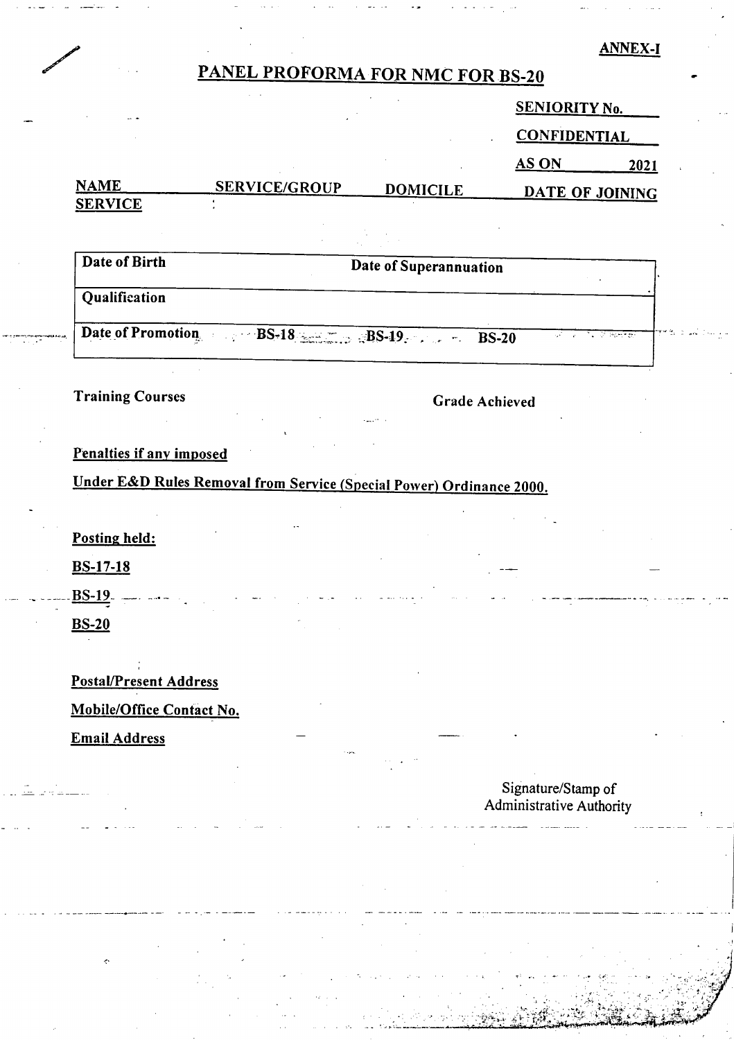**ANNEX-I**

# PANEL PROFORMA FOR NMC FOR BS-20

**SENIORITY No.**

**CONFIDENTIAL**

**AS ON 2021**

| NAME SERVICE | SERVICE/GROUP | DOMICILE | DATE OF JOINING |
|---|---|---|---|

| Date of Birth | Date of Superannuation |
|---|---|
| Qualification | |
| Date of Promotion BS-18 BS-19 BS-20 | |

**Training Courses** **Grade Achieved**

**Penalties if any imposed**

**Under E&D Rules Removal from Service (Special Power) Ordinance 2000.**

**Posting held:**

**BS-17-18**

**BS-19**

**BS-20**

**Postal/Present Address**

**Mobile/Office Contact No.**

**Email Address**

Signature/Stamp of
Administrative Authority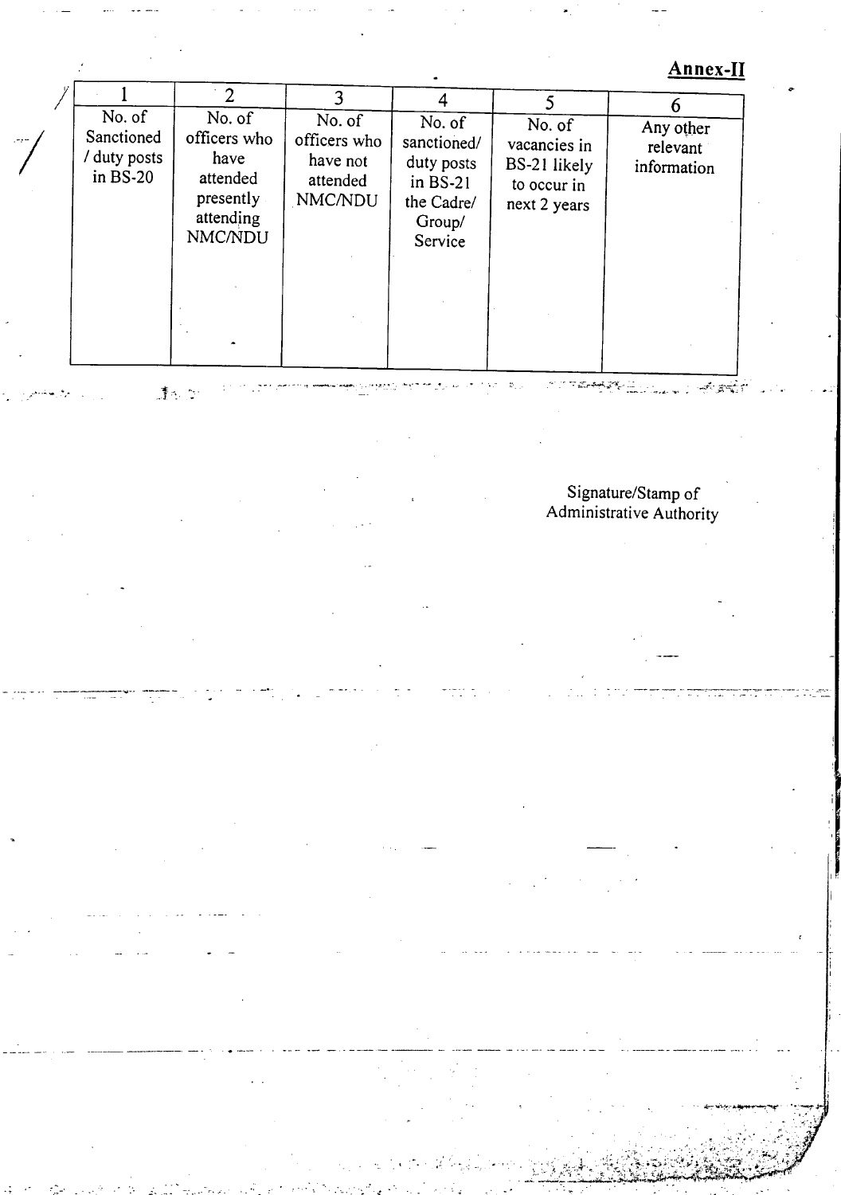**Annex-II**

| 1 | 2 | 3 | 4 | 5 | 6 |
|---|---|---|---|---|---|
| No. of Sanctioned / duty posts in BS-20 | No. of officers who have attended presently attending NMC/NDU | No. of officers who have not attended NMC/NDU | No. of sanctioned/ duty posts in BS-21 the Cadre/ Group/ Service | No. of vacancies in BS-21 likely to occur in next 2 years | Any other relevant information |
| | | | | | |

Signature/Stamp of
Administrative Authority